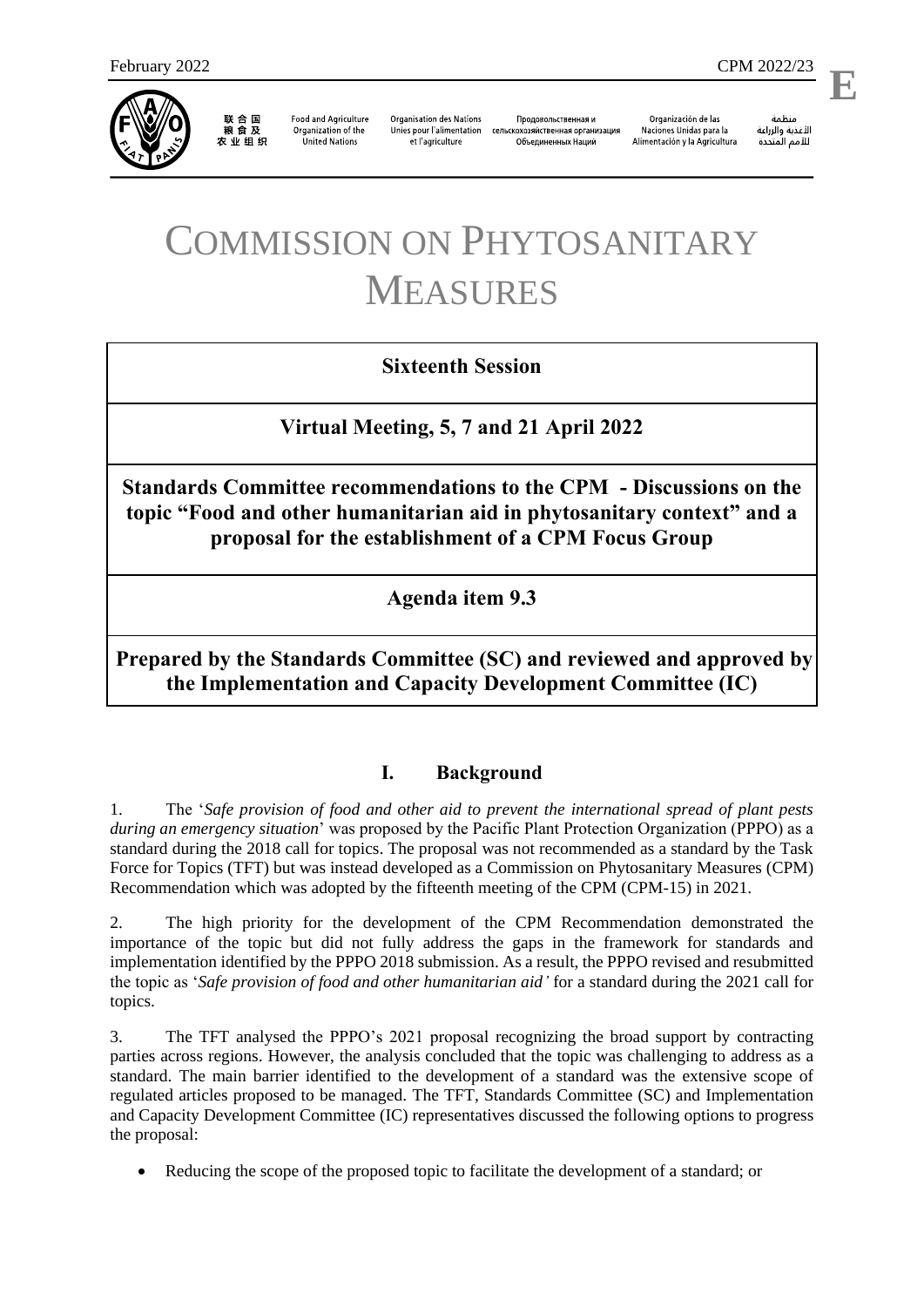# COMMISSION ON PHYTOSANITARY MEASURES

**Sixteenth Session**

**Virtual Meeting, 5, 7 and 21 April 2022**

**Standards Committee recommendations to the CPM - Discussions on the topic "Food and other humanitarian aid in phytosanitary context" and a proposal for the establishment of a CPM Focus Group**

**Agenda item 9.3**

**Prepared by the Standards Committee (SC) and reviewed and approved by the Implementation and Capacity Development Committee (IC)**

## I. Background

1. The '*Safe provision of food and other aid to prevent the international spread of plant pests during an emergency situation*' was proposed by the Pacific Plant Protection Organization (PPPO) as a standard during the 2018 call for topics. The proposal was not recommended as a standard by the Task Force for Topics (TFT) but was instead developed as a Commission on Phytosanitary Measures (CPM) Recommendation which was adopted by the fifteenth meeting of the CPM (CPM-15) in 2021.

2. The high priority for the development of the CPM Recommendation demonstrated the importance of the topic but did not fully address the gaps in the framework for standards and implementation identified by the PPPO 2018 submission. As a result, the PPPO revised and resubmitted the topic as '*Safe provision of food and other humanitarian aid'* for a standard during the 2021 call for topics.

3. The TFT analysed the PPPO's 2021 proposal recognizing the broad support by contracting parties across regions. However, the analysis concluded that the topic was challenging to address as a standard. The main barrier identified to the development of a standard was the extensive scope of regulated articles proposed to be managed. The TFT, Standards Committee (SC) and Implementation and Capacity Development Committee (IC) representatives discussed the following options to progress the proposal:

- Reducing the scope of the proposed topic to facilitate the development of a standard; or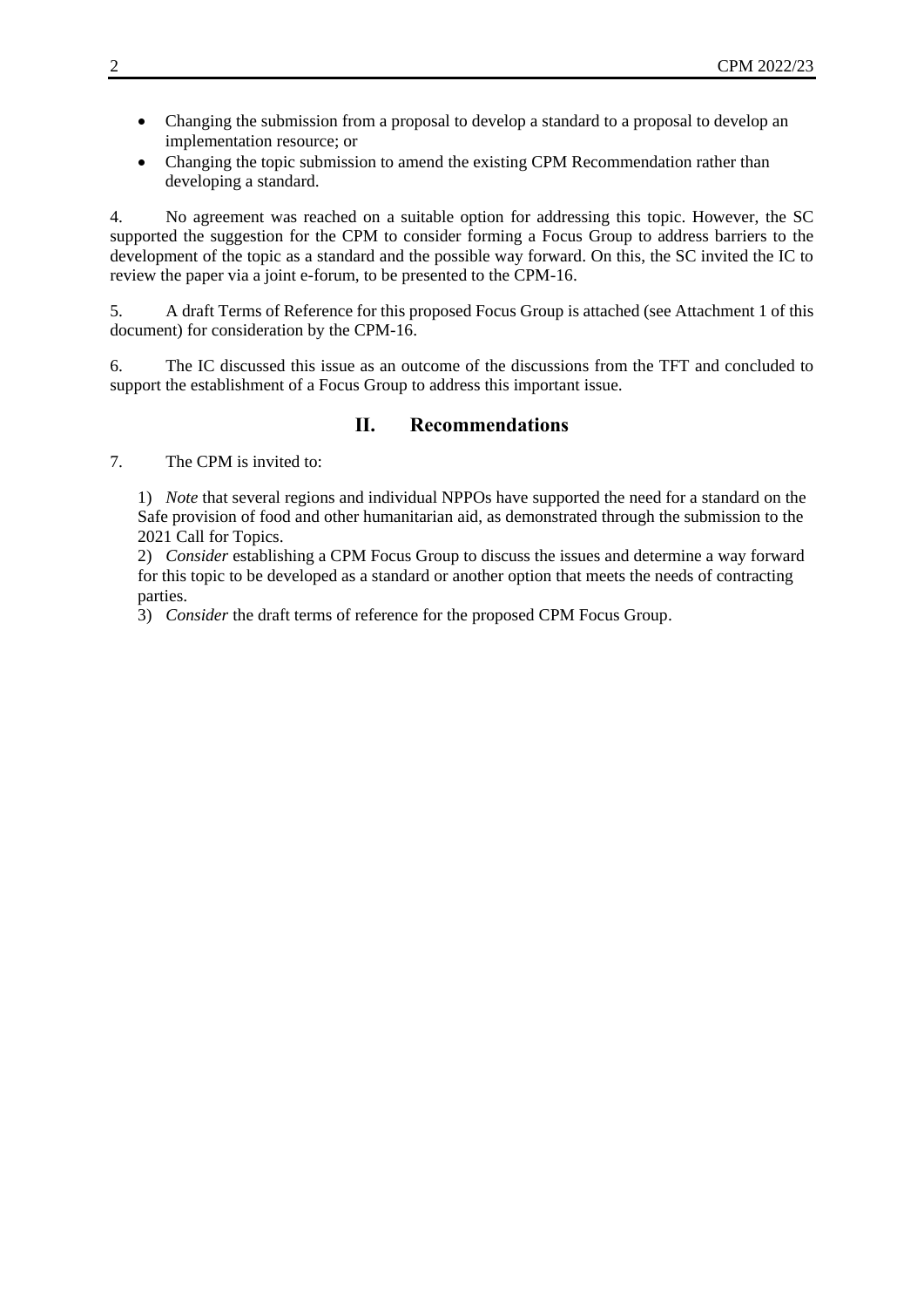- Changing the submission from a proposal to develop a standard to a proposal to develop an implementation resource; or
- Changing the topic submission to amend the existing CPM Recommendation rather than developing a standard.

4. No agreement was reached on a suitable option for addressing this topic. However, the SC supported the suggestion for the CPM to consider forming a Focus Group to address barriers to the development of the topic as a standard and the possible way forward. On this, the SC invited the IC to review the paper via a joint e-forum, to be presented to the CPM-16.

5. A draft Terms of Reference for this proposed Focus Group is attached (see Attachment 1 of this document) for consideration by the CPM-16.

6. The IC discussed this issue as an outcome of the discussions from the TFT and concluded to support the establishment of a Focus Group to address this important issue.

## II. Recommendations

7. The CPM is invited to:

1) *Note* that several regions and individual NPPOs have supported the need for a standard on the Safe provision of food and other humanitarian aid, as demonstrated through the submission to the 2021 Call for Topics.
2) *Consider* establishing a CPM Focus Group to discuss the issues and determine a way forward for this topic to be developed as a standard or another option that meets the needs of contracting parties.
3) *Consider* the draft terms of reference for the proposed CPM Focus Group.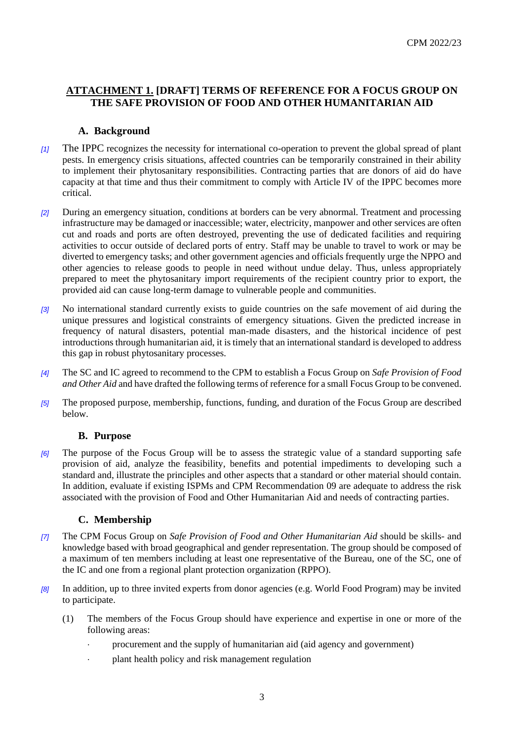## ATTACHMENT 1. [DRAFT] TERMS OF REFERENCE FOR A FOCUS GROUP ON THE SAFE PROVISION OF FOOD AND OTHER HUMANITARIAN AID

### A. Background

[1] The IPPC recognizes the necessity for international co-operation to prevent the global spread of plant pests. In emergency crisis situations, affected countries can be temporarily constrained in their ability to implement their phytosanitary responsibilities. Contracting parties that are donors of aid do have capacity at that time and thus their commitment to comply with Article IV of the IPPC becomes more critical.

[2] During an emergency situation, conditions at borders can be very abnormal. Treatment and processing infrastructure may be damaged or inaccessible; water, electricity, manpower and other services are often cut and roads and ports are often destroyed, preventing the use of dedicated facilities and requiring activities to occur outside of declared ports of entry. Staff may be unable to travel to work or may be diverted to emergency tasks; and other government agencies and officials frequently urge the NPPO and other agencies to release goods to people in need without undue delay. Thus, unless appropriately prepared to meet the phytosanitary import requirements of the recipient country prior to export, the provided aid can cause long-term damage to vulnerable people and communities.

[3] No international standard currently exists to guide countries on the safe movement of aid during the unique pressures and logistical constraints of emergency situations. Given the predicted increase in frequency of natural disasters, potential man-made disasters, and the historical incidence of pest introductions through humanitarian aid, it is timely that an international standard is developed to address this gap in robust phytosanitary processes.

[4] The SC and IC agreed to recommend to the CPM to establish a Focus Group on *Safe Provision of Food and Other Aid* and have drafted the following terms of reference for a small Focus Group to be convened.

[5] The proposed purpose, membership, functions, funding, and duration of the Focus Group are described below.

### B. Purpose

[6] The purpose of the Focus Group will be to assess the strategic value of a standard supporting safe provision of aid, analyze the feasibility, benefits and potential impediments to developing such a standard and, illustrate the principles and other aspects that a standard or other material should contain. In addition, evaluate if existing ISPMs and CPM Recommendation 09 are adequate to address the risk associated with the provision of Food and Other Humanitarian Aid and needs of contracting parties.

### C. Membership

[7] The CPM Focus Group on *Safe Provision of Food and Other Humanitarian Aid* should be skills- and knowledge based with broad geographical and gender representation. The group should be composed of a maximum of ten members including at least one representative of the Bureau, one of the SC, one of the IC and one from a regional plant protection organization (RPPO).

[8] In addition, up to three invited experts from donor agencies (e.g. World Food Program) may be invited to participate.

(1) The members of the Focus Group should have experience and expertise in one or more of the following areas:

- procurement and the supply of humanitarian aid (aid agency and government)
- plant health policy and risk management regulation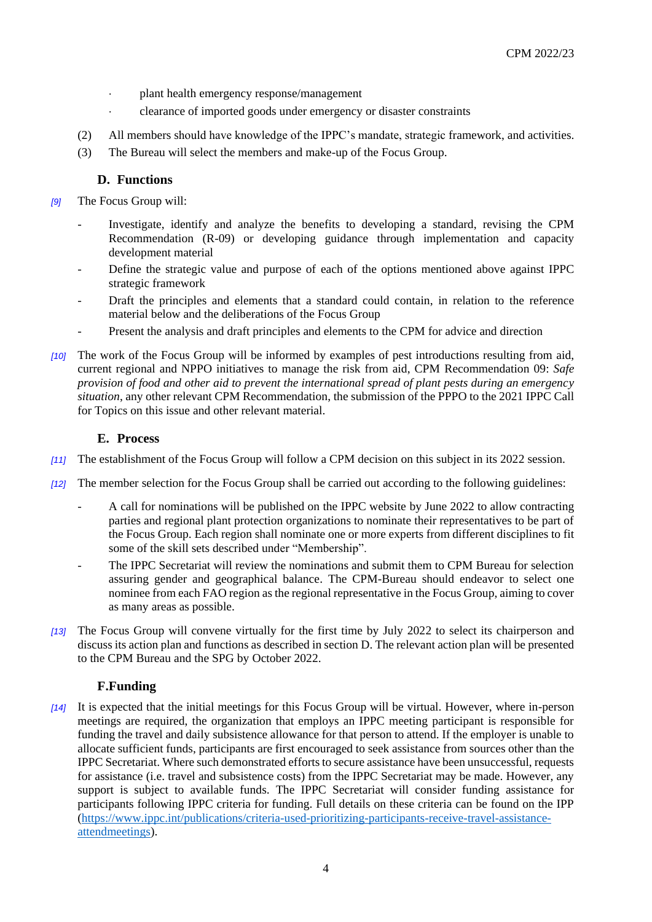- plant health emergency response/management
- clearance of imported goods under emergency or disaster constraints

(2) All members should have knowledge of the IPPC's mandate, strategic framework, and activities.

(3) The Bureau will select the members and make-up of the Focus Group.

### D. Functions

*[9]* The Focus Group will:

- Investigate, identify and analyze the benefits to developing a standard, revising the CPM Recommendation (R-09) or developing guidance through implementation and capacity development material
- Define the strategic value and purpose of each of the options mentioned above against IPPC strategic framework
- Draft the principles and elements that a standard could contain, in relation to the reference material below and the deliberations of the Focus Group
- Present the analysis and draft principles and elements to the CPM for advice and direction

*[10]* The work of the Focus Group will be informed by examples of pest introductions resulting from aid, current regional and NPPO initiatives to manage the risk from aid, CPM Recommendation 09: *Safe provision of food and other aid to prevent the international spread of plant pests during an emergency situation*, any other relevant CPM Recommendation, the submission of the PPPO to the 2021 IPPC Call for Topics on this issue and other relevant material.

### E. Process

*[11]* The establishment of the Focus Group will follow a CPM decision on this subject in its 2022 session.

*[12]* The member selection for the Focus Group shall be carried out according to the following guidelines:

- A call for nominations will be published on the IPPC website by June 2022 to allow contracting parties and regional plant protection organizations to nominate their representatives to be part of the Focus Group. Each region shall nominate one or more experts from different disciplines to fit some of the skill sets described under "Membership".
- The IPPC Secretariat will review the nominations and submit them to CPM Bureau for selection assuring gender and geographical balance. The CPM-Bureau should endeavor to select one nominee from each FAO region as the regional representative in the Focus Group, aiming to cover as many areas as possible.

*[13]* The Focus Group will convene virtually for the first time by July 2022 to select its chairperson and discuss its action plan and functions as described in section D. The relevant action plan will be presented to the CPM Bureau and the SPG by October 2022.

### F.Funding

*[14]* It is expected that the initial meetings for this Focus Group will be virtual. However, where in-person meetings are required, the organization that employs an IPPC meeting participant is responsible for funding the travel and daily subsistence allowance for that person to attend. If the employer is unable to allocate sufficient funds, participants are first encouraged to seek assistance from sources other than the IPPC Secretariat. Where such demonstrated efforts to secure assistance have been unsuccessful, requests for assistance (i.e. travel and subsistence costs) from the IPPC Secretariat may be made. However, any support is subject to available funds. The IPPC Secretariat will consider funding assistance for participants following IPPC criteria for funding. Full details on these criteria can be found on the IPP ([https://www.ippc.int/publications/criteria-used-prioritizing-participants-receive-travel-assistance-attendmeetings](https://www.ippc.int/publications/criteria-used-prioritizing-participants-receive-travel-assistance-attendmeetings)).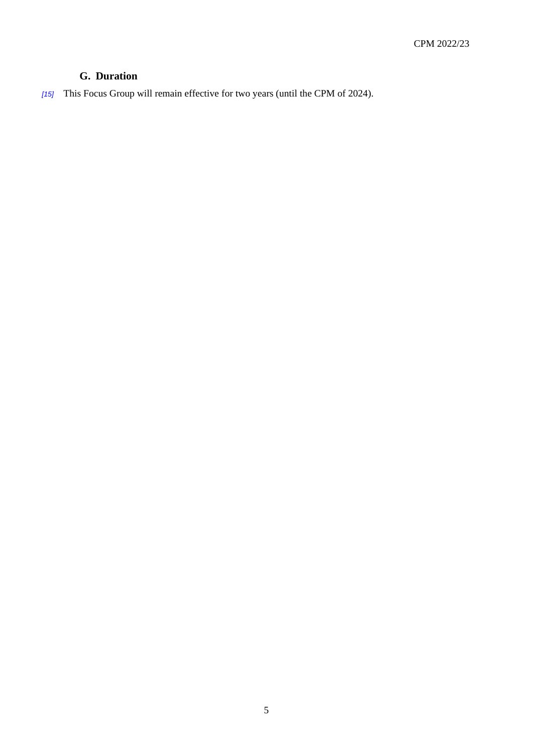## G. Duration

[15] This Focus Group will remain effective for two years (until the CPM of 2024).